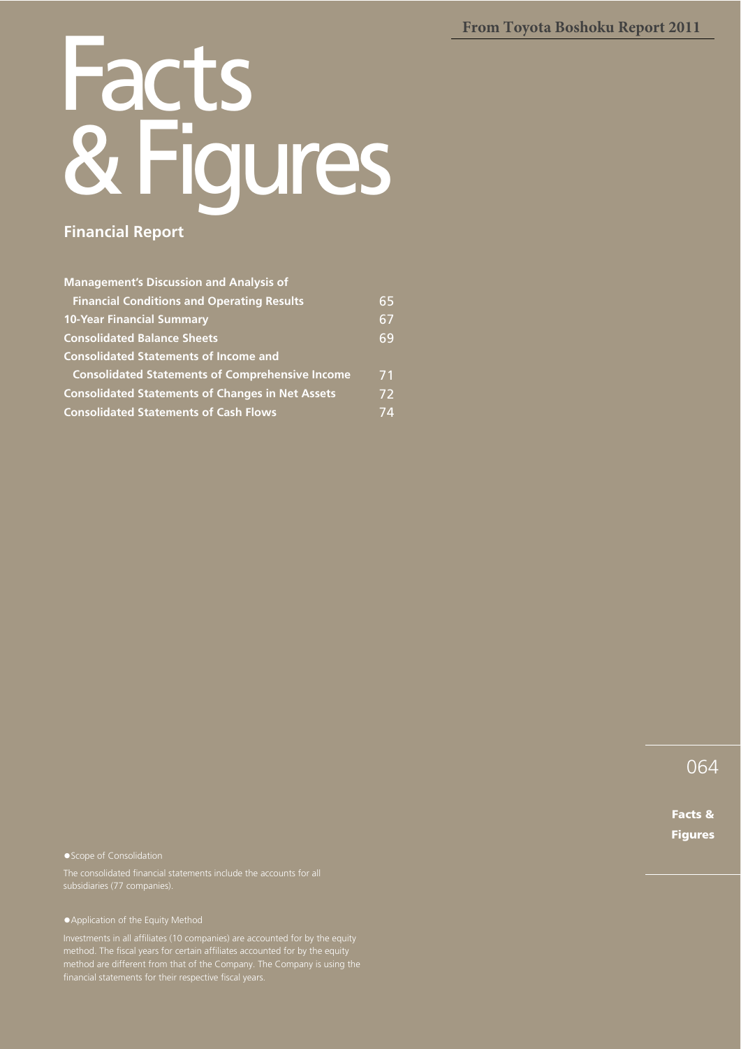# Facts & Figures

## Financial Report

| | |
|---|---|
| **Management's Discussion and Analysis of Financial Conditions and Operating Results** | 65 |
| **10-Year Financial Summary** | 67 |
| **Consolidated Balance Sheets** | 69 |
| **Consolidated Statements of Income and Consolidated Statements of Comprehensive Income** | 71 |
| **Consolidated Statements of Changes in Net Assets** | 72 |
| **Consolidated Statements of Cash Flows** | 74 |

●Scope of Consolidation

The consolidated financial statements include the accounts for all subsidiaries (77 companies).

●Application of the Equity Method

Investments in all affiliates (10 companies) are accounted for by the equity method. The fiscal years for certain affiliates accounted for by the equity method are different from that of the Company. The Company is using the financial statements for their respective fiscal years.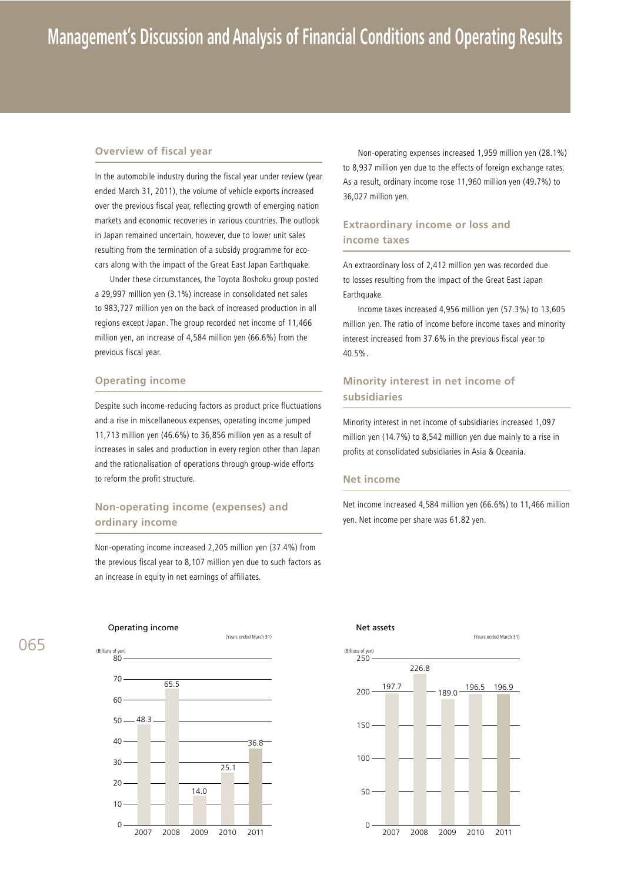# Management's Discussion and Analysis of Financial Conditions and Operating Results

## Overview of fiscal year

In the automobile industry during the fiscal year under review (year ended March 31, 2011), the volume of vehicle exports increased over the previous fiscal year, reflecting growth of emerging nation markets and economic recoveries in various countries. The outlook in Japan remained uncertain, however, due to lower unit sales resulting from the termination of a subsidy programme for eco-cars along with the impact of the Great East Japan Earthquake.

Under these circumstances, the Toyota Boshoku group posted a 29,997 million yen (3.1%) increase in consolidated net sales to 983,727 million yen on the back of increased production in all regions except Japan. The group recorded net income of 11,466 million yen, an increase of 4,584 million yen (66.6%) from the previous fiscal year.

## Operating income

Despite such income-reducing factors as product price fluctuations and a rise in miscellaneous expenses, operating income jumped 11,713 million yen (46.6%) to 36,856 million yen as a result of increases in sales and production in every region other than Japan and the rationalisation of operations through group-wide efforts to reform the profit structure.

## Non-operating income (expenses) and ordinary income

Non-operating income increased 2,205 million yen (37.4%) from the previous fiscal year to 8,107 million yen due to such factors as an increase in equity in net earnings of affiliates.

Non-operating expenses increased 1,959 million yen (28.1%) to 8,937 million yen due to the effects of foreign exchange rates. As a result, ordinary income rose 11,960 million yen (49.7%) to 36,027 million yen.

## Extraordinary income or loss and income taxes

An extraordinary loss of 2,412 million yen was recorded due to losses resulting from the impact of the Great East Japan Earthquake.

Income taxes increased 4,956 million yen (57.3%) to 13,605 million yen. The ratio of income before income taxes and minority interest increased from 37.6% in the previous fiscal year to 40.5%.

## Minority interest in net income of subsidiaries

Minority interest in net income of subsidiaries increased 1,097 million yen (14.7%) to 8,542 million yen due mainly to a rise in profits at consolidated subsidiaries in Asia & Oceania.

## Net income

Net income increased 4,584 million yen (66.6%) to 11,466 million yen. Net income per share was 61.82 yen.

**Operating income**

(Billions of yen) (Years ended March 31)

| Year | 2007 | 2008 | 2009 | 2010 | 2011 |
|---|---|---|---|---|---|
| Operating income | 48.3 | 65.5 | 14.0 | 25.1 | 36.8 |

**Net assets**

(Billions of yen) (Years ended March 31)

| Year | 2007 | 2008 | 2009 | 2010 | 2011 |
|---|---|---|---|---|---|
| Net assets | 197.7 | 226.8 | 189.0 | 196.5 | 196.9 |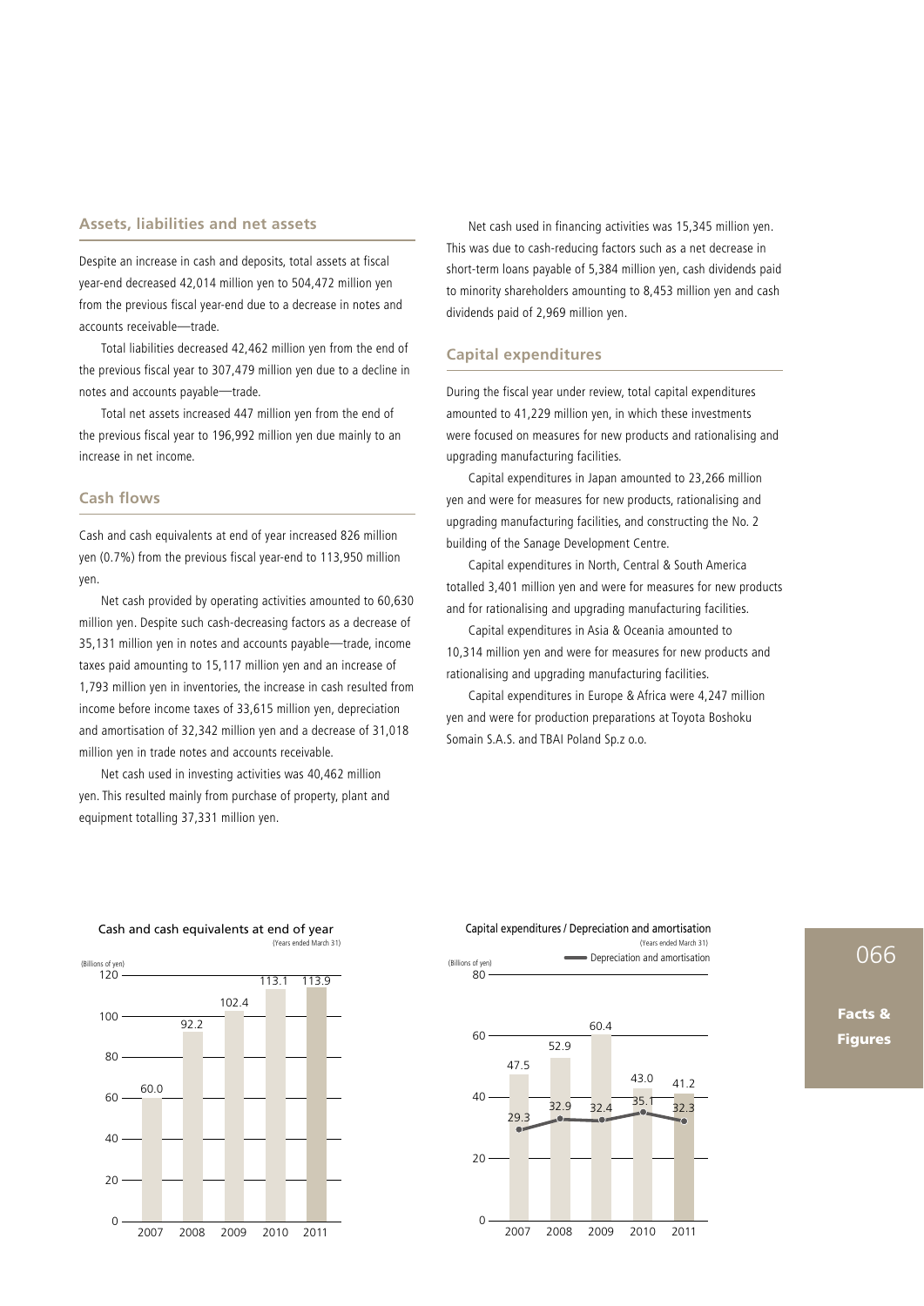## Assets, liabilities and net assets

Despite an increase in cash and deposits, total assets at fiscal year-end decreased 42,014 million yen to 504,472 million yen from the previous fiscal year-end due to a decrease in notes and accounts receivable—trade.

Total liabilities decreased 42,462 million yen from the end of the previous fiscal year to 307,479 million yen due to a decline in notes and accounts payable—trade.

Total net assets increased 447 million yen from the end of the previous fiscal year to 196,992 million yen due mainly to an increase in net income.

## Cash flows

Cash and cash equivalents at end of year increased 826 million yen (0.7%) from the previous fiscal year-end to 113,950 million yen.

Net cash provided by operating activities amounted to 60,630 million yen. Despite such cash-decreasing factors as a decrease of 35,131 million yen in notes and accounts payable—trade, income taxes paid amounting to 15,117 million yen and an increase of 1,793 million yen in inventories, the increase in cash resulted from income before income taxes of 33,615 million yen, depreciation and amortisation of 32,342 million yen and a decrease of 31,018 million yen in trade notes and accounts receivable.

Net cash used in investing activities was 40,462 million yen. This resulted mainly from purchase of property, plant and equipment totalling 37,331 million yen.

Net cash used in financing activities was 15,345 million yen. This was due to cash-reducing factors such as a net decrease in short-term loans payable of 5,384 million yen, cash dividends paid to minority shareholders amounting to 8,453 million yen and cash dividends paid of 2,969 million yen.

## Capital expenditures

During the fiscal year under review, total capital expenditures amounted to 41,229 million yen, in which these investments were focused on measures for new products and rationalising and upgrading manufacturing facilities.

Capital expenditures in Japan amounted to 23,266 million yen and were for measures for new products, rationalising and upgrading manufacturing facilities, and constructing the No. 2 building of the Sanage Development Centre.

Capital expenditures in North, Central & South America totalled 3,401 million yen and were for measures for new products and for rationalising and upgrading manufacturing facilities.

Capital expenditures in Asia & Oceania amounted to 10,314 million yen and were for measures for new products and rationalising and upgrading manufacturing facilities.

Capital expenditures in Europe & Africa were 4,247 million yen and were for production preparations at Toyota Boshoku Somain S.A.S. and TBAI Poland Sp.z o.o.

**Cash and cash equivalents at end of year** (Years ended March 31)

(Billions of yen)

| 2007 | 2008 | 2009 | 2010 | 2011 |
|---|---|---|---|---|
| 60.0 | 92.2 | 102.4 | 113.1 | 113.9 |

**Capital expenditures / Depreciation and amortisation** (Years ended March 31)

(Billions of yen)

| | 2007 | 2008 | 2009 | 2010 | 2011 |
|---|---|---|---|---|---|
| Capital expenditures | 47.5 | 52.9 | 60.4 | 43.0 | 41.2 |
| Depreciation and amortisation | 29.3 | 32.9 | 32.4 | 35.1 | 32.3 |

Facts & Figures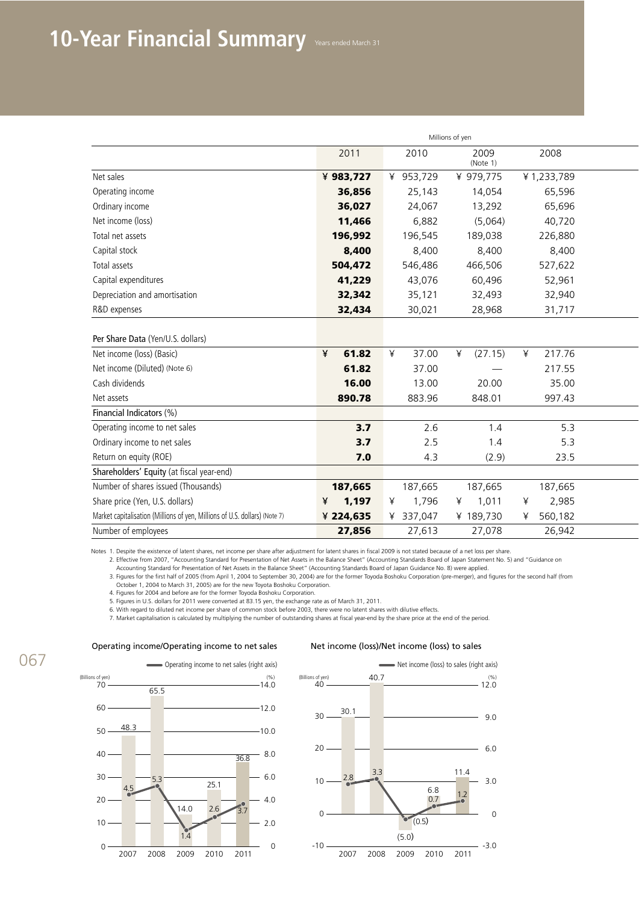# 10-Year Financial Summary

Years ended March 31

| | Millions of yen | | | |
|---|---|---|---|---|
| | **2011** | 2010 | 2009 (Note 1) | 2008 |
| Net sales | **¥ 983,727** | ¥ 953,729 | ¥ 979,775 | ¥ 1,233,789 |
| Operating income | **36,856** | 25,143 | 14,054 | 65,596 |
| Ordinary income | **36,027** | 24,067 | 13,292 | 65,696 |
| Net income (loss) | **11,466** | 6,882 | (5,064) | 40,720 |
| Total net assets | **196,992** | 196,545 | 189,038 | 226,880 |
| Capital stock | **8,400** | 8,400 | 8,400 | 8,400 |
| Total assets | **504,472** | 546,486 | 466,506 | 527,622 |
| Capital expenditures | **41,229** | 43,076 | 60,496 | 52,961 |
| Depreciation and amortisation | **32,342** | 35,121 | 32,493 | 32,940 |
| R&D expenses | **32,434** | 30,021 | 28,968 | 31,717 |
| **Per Share Data** (Yen/U.S. dollars) | | | | |
| Net income (loss) (Basic) | **¥ 61.82** | ¥ 37.00 | ¥ (27.15) | ¥ 217.76 |
| Net income (Diluted) (Note 6) | **61.82** | 37.00 | — | 217.55 |
| Cash dividends | **16.00** | 13.00 | 20.00 | 35.00 |
| Net assets | **890.78** | 883.96 | 848.01 | 997.43 |
| **Financial Indicators** (%) | | | | |
| Operating income to net sales | **3.7** | 2.6 | 1.4 | 5.3 |
| Ordinary income to net sales | **3.7** | 2.5 | 1.4 | 5.3 |
| Return on equity (ROE) | **7.0** | 4.3 | (2.9) | 23.5 |
| **Shareholders' Equity** (at fiscal year-end) | | | | |
| Number of shares issued (Thousands) | **187,665** | 187,665 | 187,665 | 187,665 |
| Share price (Yen, U.S. dollars) | **¥ 1,197** | ¥ 1,796 | ¥ 1,011 | ¥ 2,985 |
| Market capitalisation (Millions of yen, Millions of U.S. dollars) (Note 7) | **¥ 224,635** | ¥ 337,047 | ¥ 189,730 | ¥ 560,182 |
| Number of employees | **27,856** | 27,613 | 27,078 | 26,942 |

Notes 1. Despite the existence of latent shares, net income per share after adjustment for latent shares in fiscal 2009 is not stated because of a net loss per share.
2. Effective from 2007, "Accounting Standard for Presentation of Net Assets in the Balance Sheet" (Accounting Standards Board of Japan Statement No. 5) and "Guidance on Accounting Standard for Presentation of Net Assets in the Balance Sheet" (Accounting Standards Board of Japan Guidance No. 8) were applied.
3. Figures for the first half of 2005 (from April 1, 2004 to September 30, 2004) are for the former Toyoda Boshoku Corporation (pre-merger), and figures for the second half (from October 1, 2004 to March 31, 2005) are for the new Toyota Boshoku Corporation.
4. Figures for 2004 and before are for the former Toyoda Boshoku Corporation.
5. Figures in U.S. dollars for 2011 were converted at 83.15 yen, the exchange rate as of March 31, 2011.
6. With regard to diluted net income per share of common stock before 2003, there were no latent shares with dilutive effects.
7. Market capitalisation is calculated by multiplying the number of outstanding shares at fiscal year-end by the share price at the end of the period.

**Operating income/Operating income to net sales**

| | 2007 | 2008 | 2009 | 2010 | 2011 |
|---|---|---|---|---|---|
| Operating income (Billions of yen) | 48.3 | 65.5 | 14.0 | 25.1 | 36.8 |
| Operating income to net sales (%) (right axis) | 4.5 | 5.3 | 1.4 | 2.6 | 3.7 |

**Net income (loss)/Net income (loss) to sales**

| | 2007 | 2008 | 2009 | 2010 | 2011 |
|---|---|---|---|---|---|
| Net income (loss) (Billions of yen) | 30.1 | 40.7 | (5.0) | 6.8 | 11.4 |
| Net income (loss) to sales (%) (right axis) | 2.8 | 3.3 | (0.5) | 0.7 | 1.2 |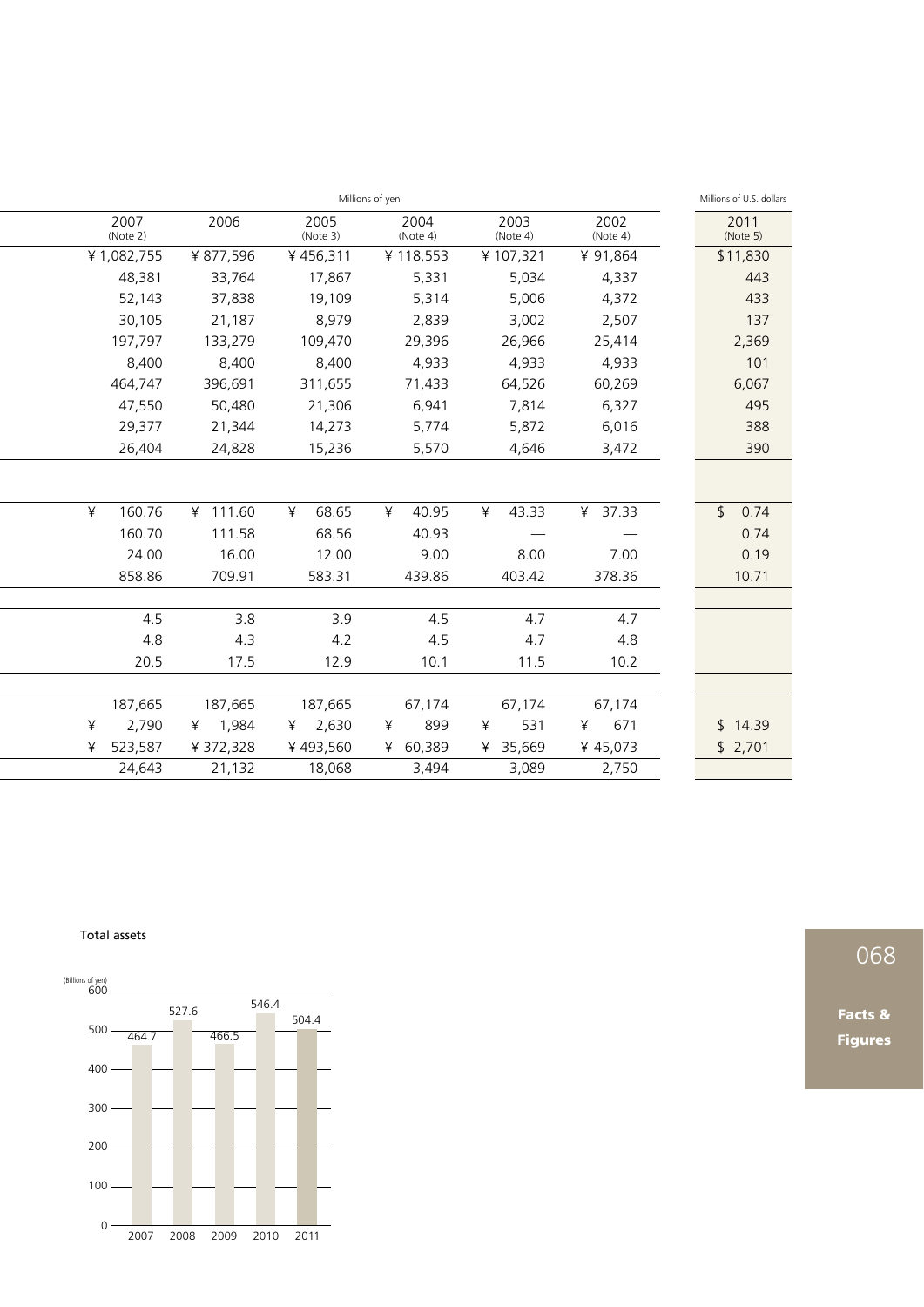| | Millions of yen | | | | | | Millions of U.S. dollars |
|---|---|---|---|---|---|---|---|
| | 2007 (Note 2) | 2006 | 2005 (Note 3) | 2004 (Note 4) | 2003 (Note 4) | 2002 (Note 4) | 2011 (Note 5) |
| | ¥ 1,082,755 | ¥ 877,596 | ¥ 456,311 | ¥ 118,553 | ¥ 107,321 | ¥ 91,864 | $11,830 |
| | 48,381 | 33,764 | 17,867 | 5,331 | 5,034 | 4,337 | 443 |
| | 52,143 | 37,838 | 19,109 | 5,314 | 5,006 | 4,372 | 433 |
| | 30,105 | 21,187 | 8,979 | 2,839 | 3,002 | 2,507 | 137 |
| | 197,797 | 133,279 | 109,470 | 29,396 | 26,966 | 25,414 | 2,369 |
| | 8,400 | 8,400 | 8,400 | 4,933 | 4,933 | 4,933 | 101 |
| | 464,747 | 396,691 | 311,655 | 71,433 | 64,526 | 60,269 | 6,067 |
| | 47,550 | 50,480 | 21,306 | 6,941 | 7,814 | 6,327 | 495 |
| | 29,377 | 21,344 | 14,273 | 5,774 | 5,872 | 6,016 | 388 |
| | 26,404 | 24,828 | 15,236 | 5,570 | 4,646 | 3,472 | 390 |
| | | | | | | | |
| | ¥ 160.76 | ¥ 111.60 | ¥ 68.65 | ¥ 40.95 | ¥ 43.33 | ¥ 37.33 | $ 0.74 |
| | 160.70 | 111.58 | 68.56 | 40.93 | — | — | 0.74 |
| | 24.00 | 16.00 | 12.00 | 9.00 | 8.00 | 7.00 | 0.19 |
| | 858.86 | 709.91 | 583.31 | 439.86 | 403.42 | 378.36 | 10.71 |
| | | | | | | | |
| | 4.5 | 3.8 | 3.9 | 4.5 | 4.7 | 4.7 | |
| | 4.8 | 4.3 | 4.2 | 4.5 | 4.7 | 4.8 | |
| | 20.5 | 17.5 | 12.9 | 10.1 | 11.5 | 10.2 | |
| | | | | | | | |
| | 187,665 | 187,665 | 187,665 | 67,174 | 67,174 | 67,174 | |
| | ¥ 2,790 | ¥ 1,984 | ¥ 2,630 | ¥ 899 | ¥ 531 | ¥ 671 | $ 14.39 |
| | ¥ 523,587 | ¥ 372,328 | ¥ 493,560 | ¥ 60,389 | ¥ 35,669 | ¥ 45,073 | $ 2,701 |
| | 24,643 | 21,132 | 18,068 | 3,494 | 3,089 | 2,750 | |

Total assets

(Billions of yen)
600
500
400
300
200
100
0

464.7
527.6
466.5
546.4
504.4

2007 2008 2009 2010 2011

Facts & Figures